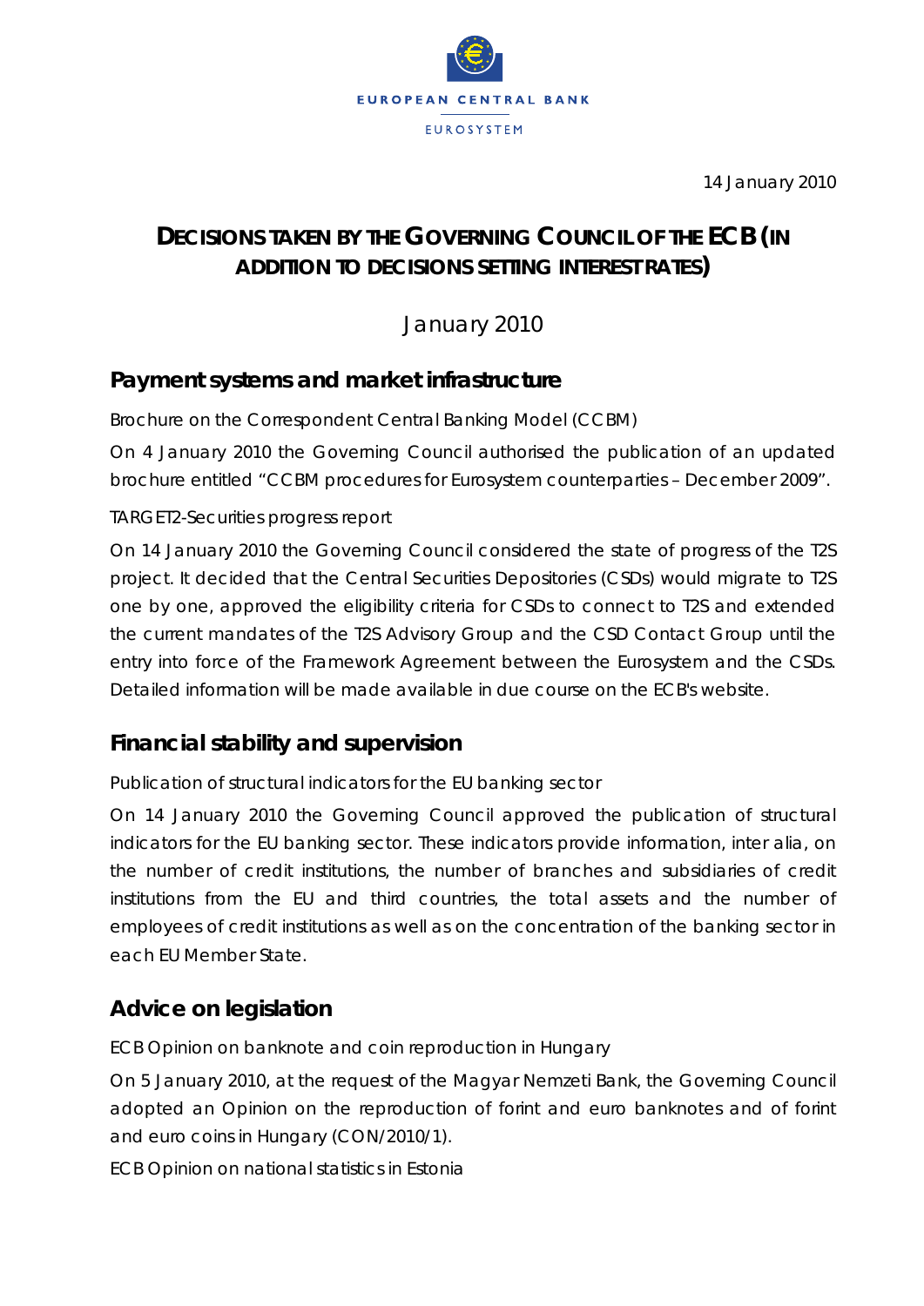EUROPEAN CENTRAL BANK

EUROSYSTEM

14 January 2010

# DECISIONS TAKEN BY THE GOVERNING COUNCIL OF THE ECB (IN ADDITION TO DECISIONS SETTING INTEREST RATES)

January 2010

## Payment systems and market infrastructure

Brochure on the Correspondent Central Banking Model (CCBM)

On 4 January 2010 the Governing Council authorised the publication of an updated brochure entitled "CCBM procedures for Eurosystem counterparties – December 2009".

TARGET2-Securities progress report

On 14 January 2010 the Governing Council considered the state of progress of the T2S project. It decided that the Central Securities Depositories (CSDs) would migrate to T2S one by one, approved the eligibility criteria for CSDs to connect to T2S and extended the current mandates of the T2S Advisory Group and the CSD Contact Group until the entry into force of the Framework Agreement between the Eurosystem and the CSDs. Detailed information will be made available in due course on the ECB's website.

## Financial stability and supervision

Publication of structural indicators for the EU banking sector

On 14 January 2010 the Governing Council approved the publication of structural indicators for the EU banking sector. These indicators provide information, inter alia, on the number of credit institutions, the number of branches and subsidiaries of credit institutions from the EU and third countries, the total assets and the number of employees of credit institutions as well as on the concentration of the banking sector in each EU Member State.

## Advice on legislation

ECB Opinion on banknote and coin reproduction in Hungary

On 5 January 2010, at the request of the Magyar Nemzeti Bank, the Governing Council adopted an Opinion on the reproduction of forint and euro banknotes and of forint and euro coins in Hungary (CON/2010/1).

ECB Opinion on national statistics in Estonia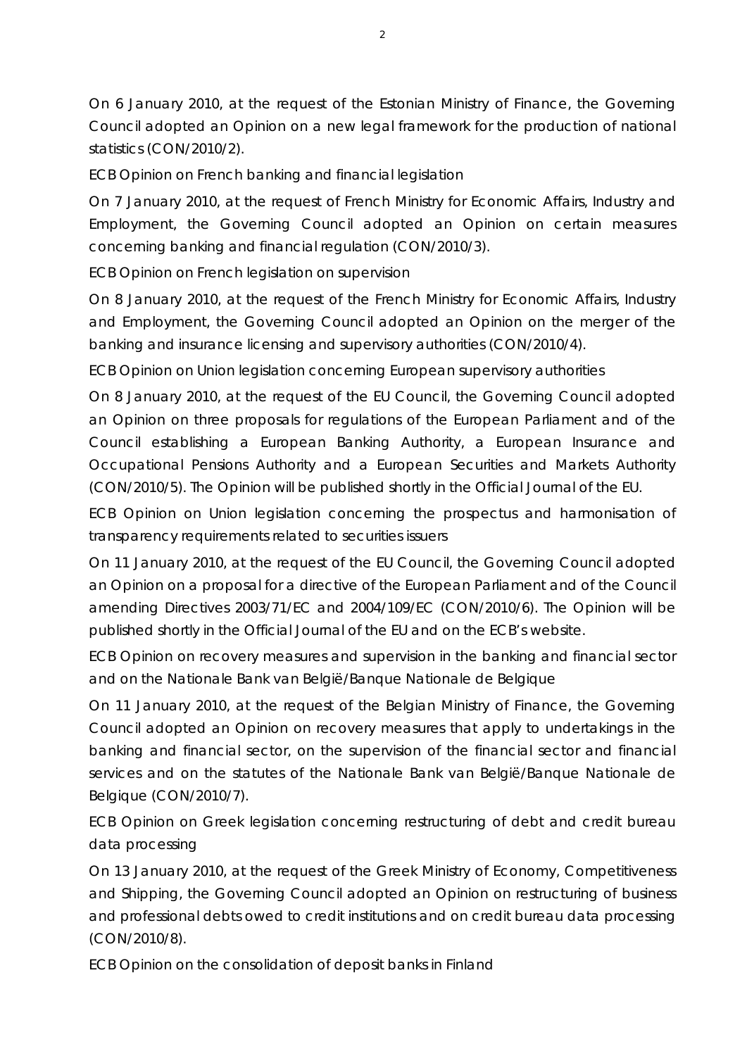On 6 January 2010, at the request of the Estonian Ministry of Finance, the Governing Council adopted an Opinion on a new legal framework for the production of national statistics (CON/2010/2).

ECB Opinion on French banking and financial legislation

On 7 January 2010, at the request of French Ministry for Economic Affairs, Industry and Employment, the Governing Council adopted an Opinion on certain measures concerning banking and financial regulation (CON/2010/3).

ECB Opinion on French legislation on supervision

On 8 January 2010, at the request of the French Ministry for Economic Affairs, Industry and Employment, the Governing Council adopted an Opinion on the merger of the banking and insurance licensing and supervisory authorities (CON/2010/4).

ECB Opinion on Union legislation concerning European supervisory authorities

On 8 January 2010, at the request of the EU Council, the Governing Council adopted an Opinion on three proposals for regulations of the European Parliament and of the Council establishing a European Banking Authority, a European Insurance and Occupational Pensions Authority and a European Securities and Markets Authority (CON/2010/5). The Opinion will be published shortly in the Official Journal of the EU.

ECB Opinion on Union legislation concerning the prospectus and harmonisation of transparency requirements related to securities issuers

On 11 January 2010, at the request of the EU Council, the Governing Council adopted an Opinion on a proposal for a directive of the European Parliament and of the Council amending Directives 2003/71/EC and 2004/109/EC (CON/2010/6). The Opinion will be published shortly in the Official Journal of the EU and on the ECB's website.

ECB Opinion on recovery measures and supervision in the banking and financial sector and on the Nationale Bank van België/Banque Nationale de Belgique

On 11 January 2010, at the request of the Belgian Ministry of Finance, the Governing Council adopted an Opinion on recovery measures that apply to undertakings in the banking and financial sector, on the supervision of the financial sector and financial services and on the statutes of the Nationale Bank van België/Banque Nationale de Belgique (CON/2010/7).

ECB Opinion on Greek legislation concerning restructuring of debt and credit bureau data processing

On 13 January 2010, at the request of the Greek Ministry of Economy, Competitiveness and Shipping, the Governing Council adopted an Opinion on restructuring of business and professional debts owed to credit institutions and on credit bureau data processing (CON/2010/8).

ECB Opinion on the consolidation of deposit banks in Finland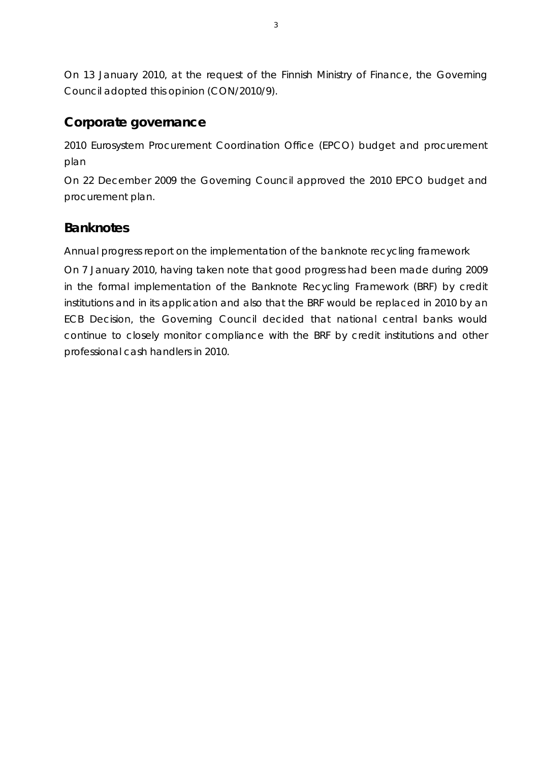On 13 January 2010, at the request of the Finnish Ministry of Finance, the Governing Council adopted this opinion (CON/2010/9).

## Corporate governance

2010 Eurosystem Procurement Coordination Office (EPCO) budget and procurement plan

On 22 December 2009 the Governing Council approved the 2010 EPCO budget and procurement plan.

## Banknotes

Annual progress report on the implementation of the banknote recycling framework

On 7 January 2010, having taken note that good progress had been made during 2009 in the formal implementation of the Banknote Recycling Framework (BRF) by credit institutions and in its application and also that the BRF would be replaced in 2010 by an ECB Decision, the Governing Council decided that national central banks would continue to closely monitor compliance with the BRF by credit institutions and other professional cash handlers in 2010.